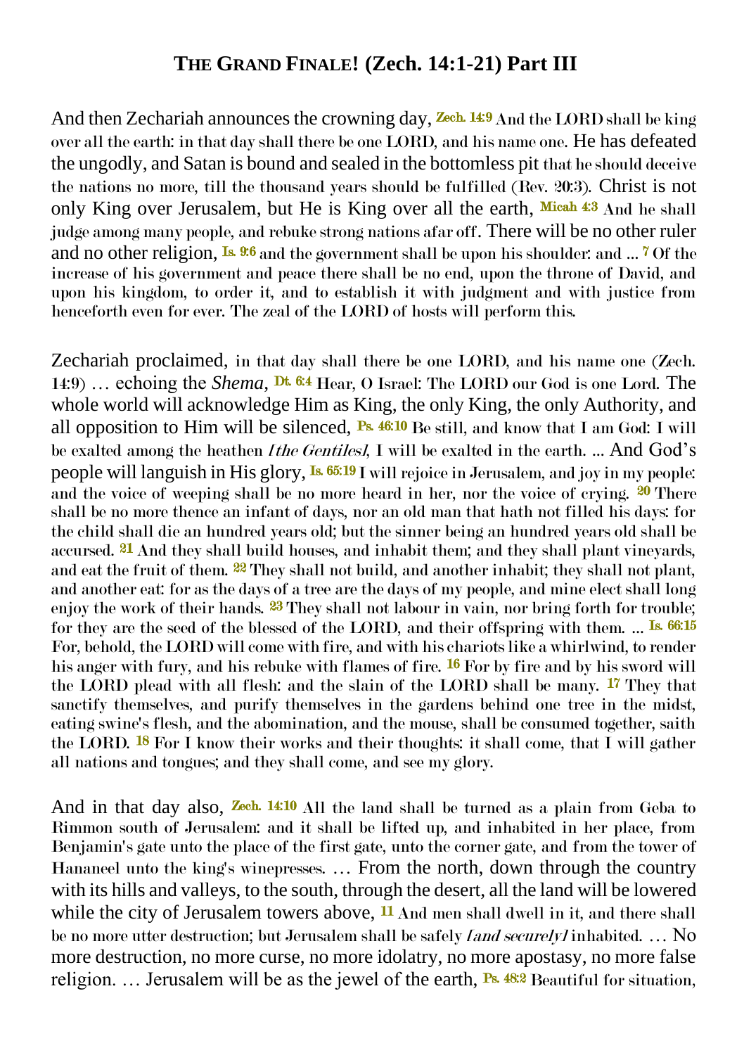## THE GRAND FINALE! (Zech. 14:1-21) Part III

And then Zechariah announces the crowning day, **Zech. 14:9** And the LORD shall be king over all the earth: in that day shall there be one LORD, and his name one. He has defeated the ungodly, and Satan is bound and sealed in the bottomless pit that he should deceive the nations no more, till the thousand years should be fulfilled (Rev. 20:3). Christ is not only King over Jerusalem, but He is King over all the earth, **Micah 4:3** And he shall judge among many people, and rebuke strong nations afar off. There will be no other ruler and no other religion, **Is. 9:6** and the government shall be upon his shoulder: and ... **7** Of the increase of his government and peace there shall be no end, upon the throne of David, and upon his kingdom, to order it, and to establish it with judgment and with justice from henceforth even for ever. The zeal of the LORD of hosts will perform this.

Zechariah proclaimed, in that day shall there be one LORD, and his name one (Zech. 14:9) … echoing the *Shema*, **Dt. 6:4** Hear, O Israel: The LORD our God is one Lord. The whole world will acknowledge Him as King, the only King, the only Authority, and all opposition to Him will be silenced, **Ps. 46:10** Be still, and know that I am God: I will be exalted among the heathen *[the Gentiles]*, I will be exalted in the earth. ... And God's people will languish in His glory, **Is. 65:19** I will rejoice in Jerusalem, and joy in my people: and the voice of weeping shall be no more heard in her, nor the voice of crying. **20** There shall be no more thence an infant of days, nor an old man that hath not filled his days: for the child shall die an hundred years old; but the sinner being an hundred years old shall be accursed. **21** And they shall build houses, and inhabit them; and they shall plant vineyards, and eat the fruit of them. **22** They shall not build, and another inhabit; they shall not plant, and another eat: for as the days of a tree are the days of my people, and mine elect shall long enjoy the work of their hands. **23** They shall not labour in vain, nor bring forth for trouble; for they are the seed of the blessed of the LORD, and their offspring with them. ... **Is. 66:15** For, behold, the LORD will come with fire, and with his chariots like a whirlwind, to render his anger with fury, and his rebuke with flames of fire. **16** For by fire and by his sword will the LORD plead with all flesh: and the slain of the LORD shall be many. **17** They that sanctify themselves, and purify themselves in the gardens behind one tree in the midst, eating swine's flesh, and the abomination, and the mouse, shall be consumed together, saith the LORD. **18** For I know their works and their thoughts: it shall come, that I will gather all nations and tongues; and they shall come, and see my glory.

And in that day also, **Zech. 14:10** All the land shall be turned as a plain from Geba to Rimmon south of Jerusalem: and it shall be lifted up, and inhabited in her place, from Benjamin's gate unto the place of the first gate, unto the corner gate, and from the tower of Hananeel unto the king's winepresses. … From the north, down through the country with its hills and valleys, to the south, through the desert, all the land will be lowered while the city of Jerusalem towers above, **11** And men shall dwell in it, and there shall be no more utter destruction; but Jerusalem shall be safely *[and securely]* inhabited. … No more destruction, no more curse, no more idolatry, no more apostasy, no more false religion. … Jerusalem will be as the jewel of the earth, **Ps. 48:2** Beautiful for situation,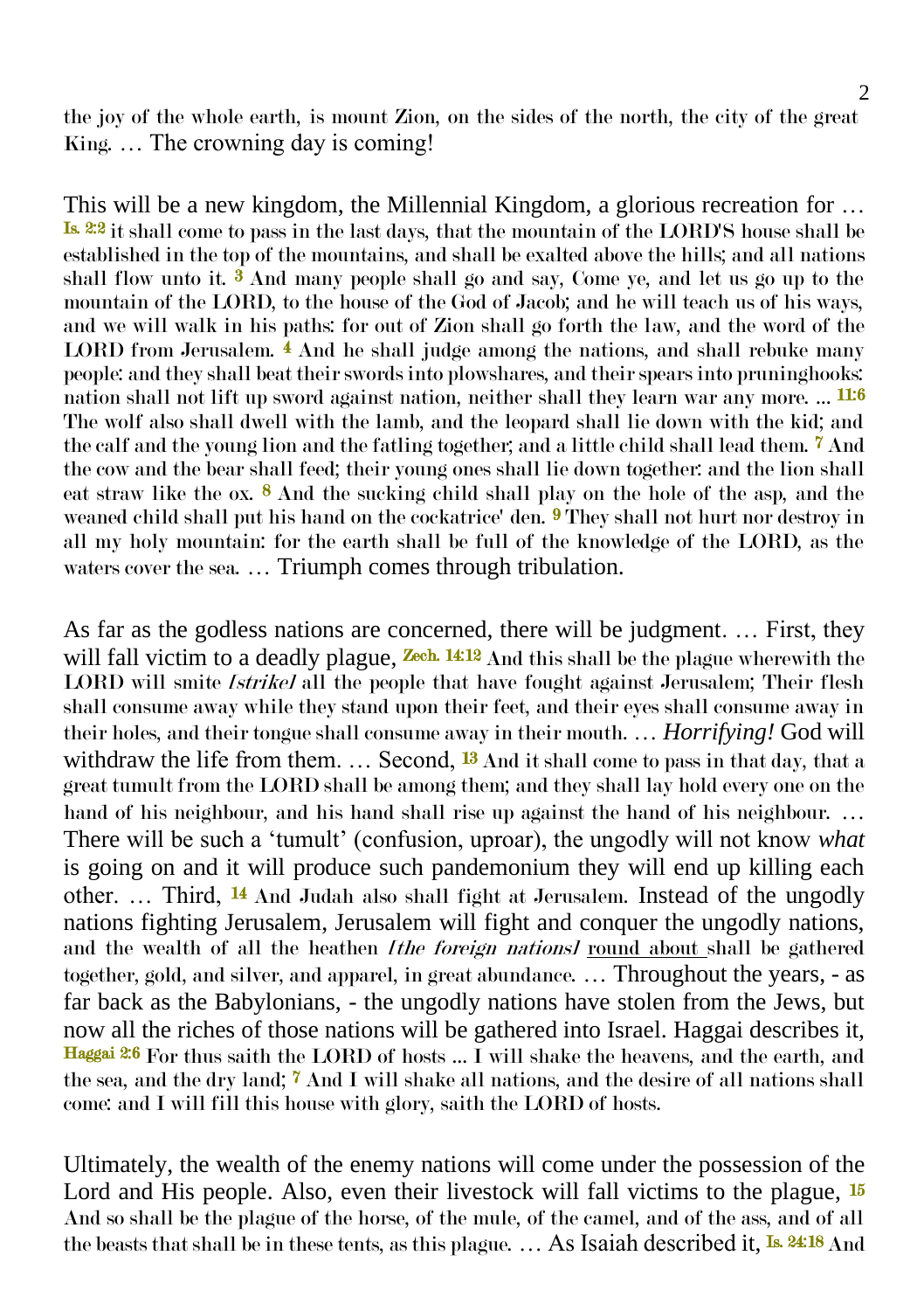the joy of the whole earth, is mount Zion, on the sides of the north, the city of the great King. … The crowning day is coming!

This will be a new kingdom, the Millennial Kingdom, a glorious recreation for … **Is. 2:2** it shall come to pass in the last days, that the mountain of the LORD'S house shall be established in the top of the mountains, and shall be exalted above the hills; and all nations shall flow unto it. **3** And many people shall go and say, Come ye, and let us go up to the mountain of the LORD, to the house of the God of Jacob; and he will teach us of his ways, and we will walk in his paths: for out of Zion shall go forth the law, and the word of the LORD from Jerusalem. **4** And he shall judge among the nations, and shall rebuke many people: and they shall beat their swords into plowshares, and their spears into pruninghooks: nation shall not lift up sword against nation, neither shall they learn war any more. ... **11:6** The wolf also shall dwell with the lamb, and the leopard shall lie down with the kid; and the calf and the young lion and the fatling together; and a little child shall lead them. **7** And the cow and the bear shall feed; their young ones shall lie down together: and the lion shall eat straw like the ox. **8** And the sucking child shall play on the hole of the asp, and the weaned child shall put his hand on the cockatrice' den. **9** They shall not hurt nor destroy in all my holy mountain: for the earth shall be full of the knowledge of the LORD, as the waters cover the sea. … Triumph comes through tribulation.

As far as the godless nations are concerned, there will be judgment. … First, they will fall victim to a deadly plague, **Zech. 14:12** And this shall be the plague wherewith the LORD will smite *[strike]* all the people that have fought against Jerusalem; Their flesh shall consume away while they stand upon their feet, and their eyes shall consume away in their holes, and their tongue shall consume away in their mouth. … *Horrifying!* God will withdraw the life from them. … Second, **13** And it shall come to pass in that day, that a great tumult from the LORD shall be among them; and they shall lay hold every one on the hand of his neighbour, and his hand shall rise up against the hand of his neighbour. … There will be such a 'tumult' (confusion, uproar), the ungodly will not know *what* is going on and it will produce such pandemonium they will end up killing each other. … Third, **14** And Judah also shall fight at Jerusalem. Instead of the ungodly nations fighting Jerusalem, Jerusalem will fight and conquer the ungodly nations, and the wealth of all the heathen *[the foreign nations]* <u>round about</u> shall be gathered together, gold, and silver, and apparel, in great abundance. … Throughout the years, - as far back as the Babylonians, - the ungodly nations have stolen from the Jews, but now all the riches of those nations will be gathered into Israel. Haggai describes it, **Haggai 2:6** For thus saith the LORD of hosts ... I will shake the heavens, and the earth, and the sea, and the dry land; **7** And I will shake all nations, and the desire of all nations shall come: and I will fill this house with glory, saith the LORD of hosts.

Ultimately, the wealth of the enemy nations will come under the possession of the Lord and His people. Also, even their livestock will fall victims to the plague, **15** And so shall be the plague of the horse, of the mule, of the camel, and of the ass, and of all the beasts that shall be in these tents, as this plague. … As Isaiah described it, **Is. 24:18** And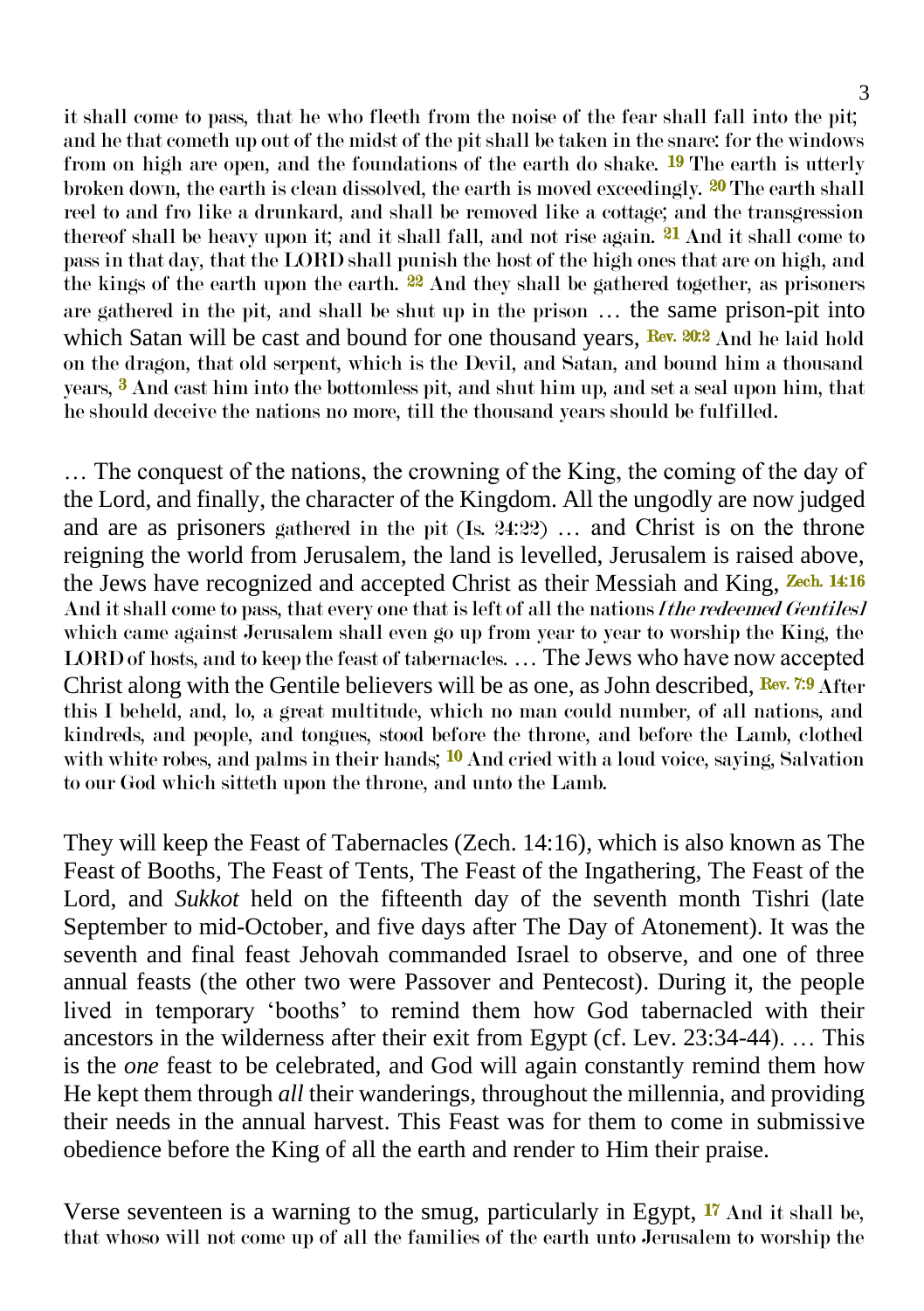it shall come to pass, that he who fleeth from the noise of the fear shall fall into the pit; and he that cometh up out of the midst of the pit shall be taken in the snare: for the windows from on high are open, and the foundations of the earth do shake. **19** The earth is utterly broken down, the earth is clean dissolved, the earth is moved exceedingly. **20** The earth shall reel to and fro like a drunkard, and shall be removed like a cottage; and the transgression thereof shall be heavy upon it; and it shall fall, and not rise again. **21** And it shall come to pass in that day, that the LORD shall punish the host of the high ones that are on high, and the kings of the earth upon the earth. **22** And they shall be gathered together, as prisoners are gathered in the pit, and shall be shut up in the prison … the same prison-pit into which Satan will be cast and bound for one thousand years, **Rev. 20:2** And he laid hold on the dragon, that old serpent, which is the Devil, and Satan, and bound him a thousand years, **3** And cast him into the bottomless pit, and shut him up, and set a seal upon him, that he should deceive the nations no more, till the thousand years should be fulfilled.

… The conquest of the nations, the crowning of the King, the coming of the day of the Lord, and finally, the character of the Kingdom. All the ungodly are now judged and are as prisoners gathered in the pit (Is. 24:22) … and Christ is on the throne reigning the world from Jerusalem, the land is levelled, Jerusalem is raised above, the Jews have recognized and accepted Christ as their Messiah and King, **Zech. 14:16** And it shall come to pass, that every one that is left of all the nations *[the redeemed Gentiles]* which came against Jerusalem shall even go up from year to year to worship the King, the LORD of hosts, and to keep the feast of tabernacles. … The Jews who have now accepted Christ along with the Gentile believers will be as one, as John described, **Rev. 7:9** After this I beheld, and, lo, a great multitude, which no man could number, of all nations, and kindreds, and people, and tongues, stood before the throne, and before the Lamb, clothed with white robes, and palms in their hands; **10** And cried with a loud voice, saying, Salvation to our God which sitteth upon the throne, and unto the Lamb.

They will keep the Feast of Tabernacles (Zech. 14:16), which is also known as The Feast of Booths, The Feast of Tents, The Feast of the Ingathering, The Feast of the Lord, and *Sukkot* held on the fifteenth day of the seventh month Tishri (late September to mid-October, and five days after The Day of Atonement). It was the seventh and final feast Jehovah commanded Israel to observe, and one of three annual feasts (the other two were Passover and Pentecost). During it, the people lived in temporary 'booths' to remind them how God tabernacled with their ancestors in the wilderness after their exit from Egypt (cf. Lev. 23:34-44). … This is the *one* feast to be celebrated, and God will again constantly remind them how He kept them through *all* their wanderings, throughout the millennia, and providing their needs in the annual harvest. This Feast was for them to come in submissive obedience before the King of all the earth and render to Him their praise.

Verse seventeen is a warning to the smug, particularly in Egypt, **17** And it shall be, that whoso will not come up of all the families of the earth unto Jerusalem to worship the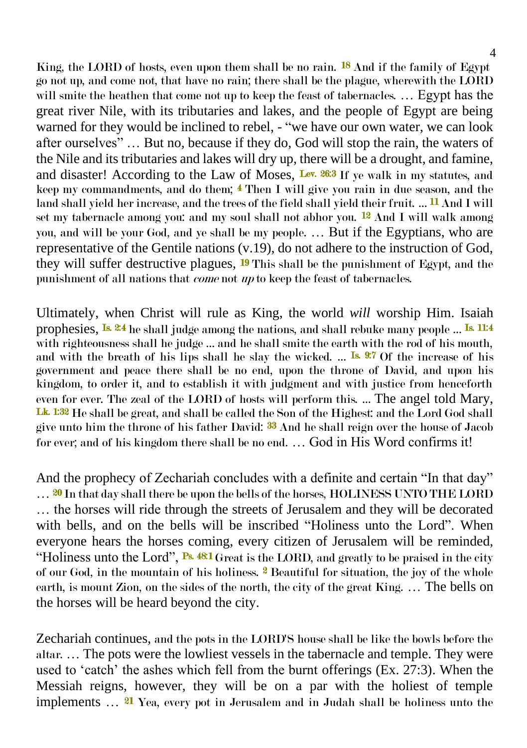King, the LORD of hosts, even upon them shall be no rain. **18** And if the family of Egypt go not up, and come not, that have no rain; there shall be the plague, wherewith the LORD will smite the heathen that come not up to keep the feast of tabernacles. … Egypt has the great river Nile, with its tributaries and lakes, and the people of Egypt are being warned for they would be inclined to rebel, - "we have our own water, we can look after ourselves" … But no, because if they do, God will stop the rain, the waters of the Nile and its tributaries and lakes will dry up, there will be a drought, and famine, and disaster! According to the Law of Moses, **Lev. 26:3** If ye walk in my statutes, and keep my commandments, and do them; **4** Then I will give you rain in due season, and the land shall yield her increase, and the trees of the field shall yield their fruit. ... **11** And I will set my tabernacle among you: and my soul shall not abhor you. **12** And I will walk among you, and will be your God, and ye shall be my people. … But if the Egyptians, who are representative of the Gentile nations (v.19), do not adhere to the instruction of God, they will suffer destructive plagues, **19** This shall be the punishment of Egypt, and the punishment of all nations that *come* not *up* to keep the feast of tabernacles.

Ultimately, when Christ will rule as King, the world *will* worship Him. Isaiah prophesies, **Is. 2:4** he shall judge among the nations, and shall rebuke many people ... **Is. 11:4** with righteousness shall he judge ... and he shall smite the earth with the rod of his mouth, and with the breath of his lips shall he slay the wicked. ... **Is. 9:7** Of the increase of his government and peace there shall be no end, upon the throne of David, and upon his kingdom, to order it, and to establish it with judgment and with justice from henceforth even for ever. The zeal of the LORD of hosts will perform this. ... The angel told Mary, **Lk. 1:32** He shall be great, and shall be called the Son of the Highest: and the Lord God shall give unto him the throne of his father David: **33** And he shall reign over the house of Jacob for ever; and of his kingdom there shall be no end. … God in His Word confirms it!

And the prophecy of Zechariah concludes with a definite and certain "In that day" … **20** In that day shall there be upon the bells of the horses, HOLINESS UNTO THE LORD … the horses will ride through the streets of Jerusalem and they will be decorated with bells, and on the bells will be inscribed "Holiness unto the Lord". When everyone hears the horses coming, every citizen of Jerusalem will be reminded, "Holiness unto the Lord", **Ps. 48:1** Great is the LORD, and greatly to be praised in the city of our God, in the mountain of his holiness. **2** Beautiful for situation, the joy of the whole earth, is mount Zion, on the sides of the north, the city of the great King. … The bells on the horses will be heard beyond the city.

Zechariah continues, and the pots in the LORD'S house shall be like the bowls before the altar. … The pots were the lowliest vessels in the tabernacle and temple. They were used to 'catch' the ashes which fell from the burnt offerings (Ex. 27:3). When the Messiah reigns, however, they will be on a par with the holiest of temple implements … **21** Yea, every pot in Jerusalem and in Judah shall be holiness unto the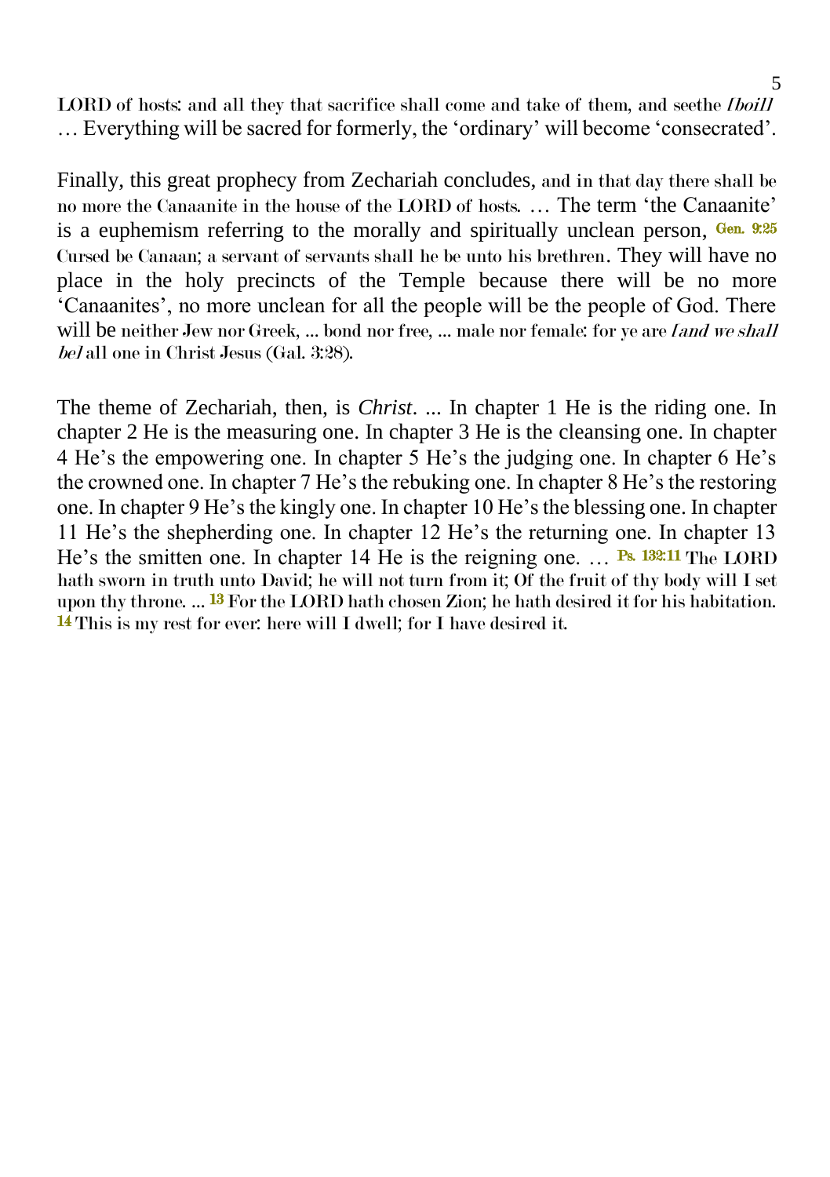LORD of hosts: and all they that sacrifice shall come and take of them, and seethe *[boil]* … Everything will be sacred for formerly, the 'ordinary' will become 'consecrated'.

Finally, this great prophecy from Zechariah concludes, and in that day there shall be no more the Canaanite in the house of the LORD of hosts. … The term 'the Canaanite' is a euphemism referring to the morally and spiritually unclean person, **Gen. 9:25** Cursed be Canaan; a servant of servants shall he be unto his brethren. They will have no place in the holy precincts of the Temple because there will be no more 'Canaanites', no more unclean for all the people will be the people of God. There will be neither Jew nor Greek, ... bond nor free, ... male nor female: for ye are *[and we shall be]* all one in Christ Jesus (Gal. 3:28).

The theme of Zechariah, then, is *Christ*. ... In chapter 1 He is the riding one. In chapter 2 He is the measuring one. In chapter 3 He is the cleansing one. In chapter 4 He's the empowering one. In chapter 5 He's the judging one. In chapter 6 He's the crowned one. In chapter 7 He's the rebuking one. In chapter 8 He's the restoring one. In chapter 9 He's the kingly one. In chapter 10 He's the blessing one. In chapter 11 He's the shepherding one. In chapter 12 He's the returning one. In chapter 13 He's the smitten one. In chapter 14 He is the reigning one. … **Ps. 132:11** The LORD hath sworn in truth unto David; he will not turn from it; Of the fruit of thy body will I set upon thy throne. ... **13** For the LORD hath chosen Zion; he hath desired it for his habitation. **14** This is my rest for ever: here will I dwell; for I have desired it.